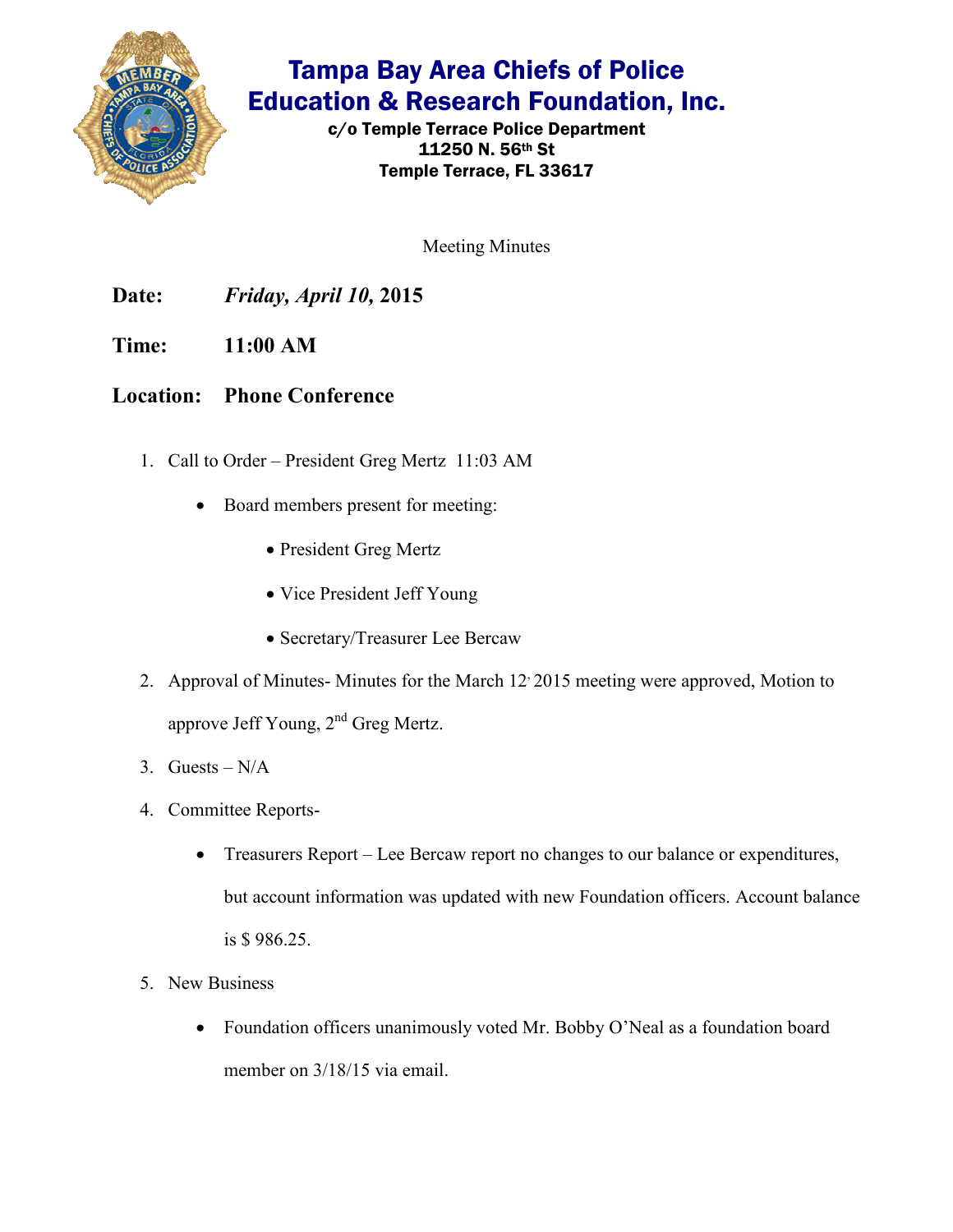# Tampa Bay Area Chiefs of Police Education & Research Foundation, Inc.

**c/o Temple Terrace Police Department**
**11250 N. 56th St**
**Temple Terrace, FL 33617**

Meeting Minutes

**Date:** ***Friday, April 10,*** **2015**

**Time:** **11:00 AM**

**Location:** **Phone Conference**

1. Call to Order – President Greg Mertz 11:03 AM
   - Board members present for meeting:
     - President Greg Mertz
     - Vice President Jeff Young
     - Secretary/Treasurer Lee Bercaw
2. Approval of Minutes- Minutes for the March 12, 2015 meeting were approved, Motion to approve Jeff Young, 2nd Greg Mertz.
3. Guests – N/A
4. Committee Reports-
   - Treasurers Report – Lee Bercaw report no changes to our balance or expenditures, but account information was updated with new Foundation officers. Account balance is $ 986.25.
5. New Business
   - Foundation officers unanimously voted Mr. Bobby O'Neal as a foundation board member on 3/18/15 via email.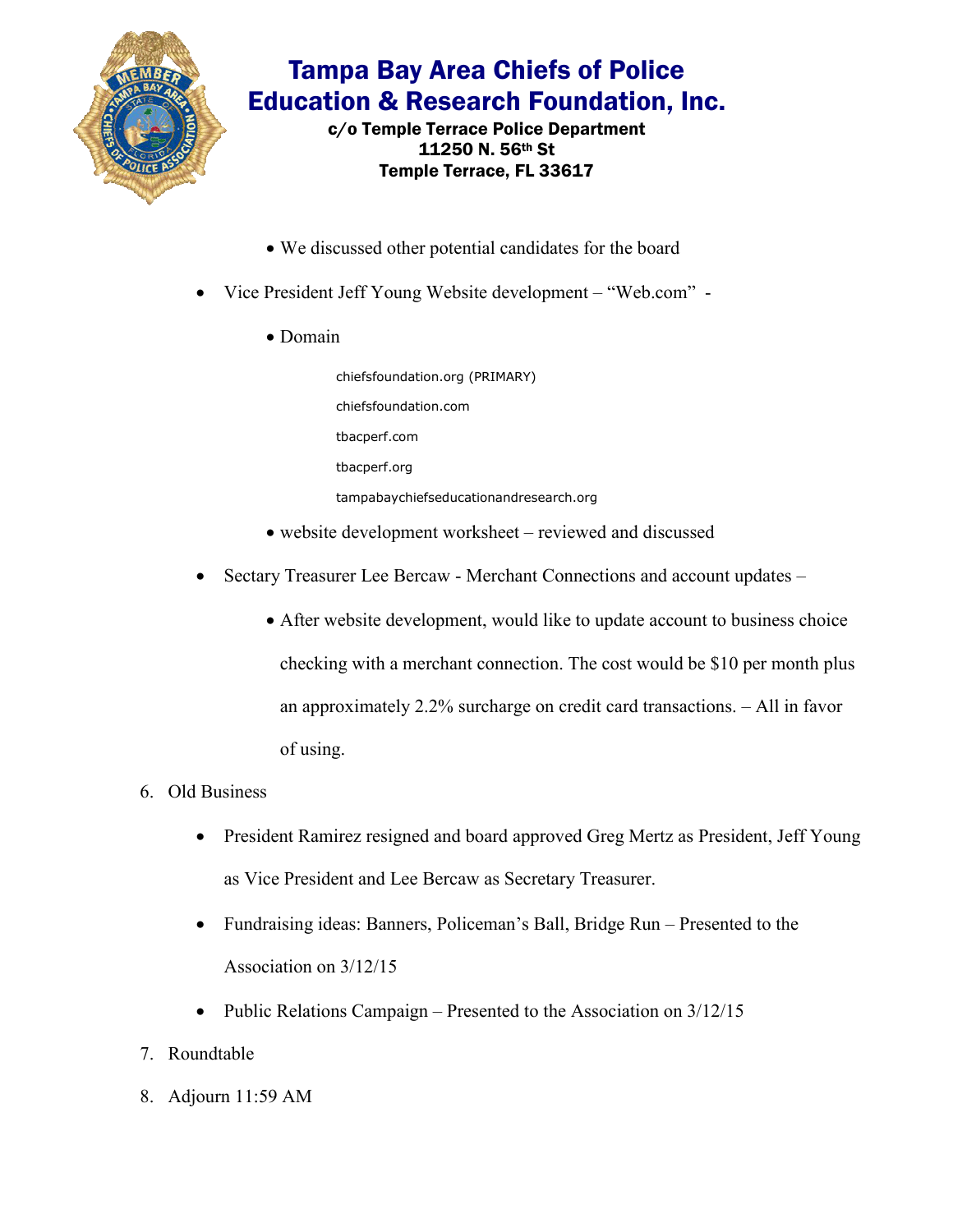# Tampa Bay Area Chiefs of Police Education & Research Foundation, Inc.

**c/o Temple Terrace Police Department**
**11250 N. 56th St**
**Temple Terrace, FL 33617**

- We discussed other potential candidates for the board

- Vice President Jeff Young Website development – "Web.com" -
  - Domain

    chiefsfoundation.org (PRIMARY)

    chiefsfoundation.com

    tbacperf.com

    tbacperf.org

    tampabaychiefseducationandresearch.org

  - website development worksheet – reviewed and discussed

- Sectary Treasurer Lee Bercaw - Merchant Connections and account updates –
  - After website development, would like to update account to business choice checking with a merchant connection. The cost would be $10 per month plus an approximately 2.2% surcharge on credit card transactions. – All in favor of using.

6. Old Business
   - President Ramirez resigned and board approved Greg Mertz as President, Jeff Young as Vice President and Lee Bercaw as Secretary Treasurer.
   - Fundraising ideas: Banners, Policeman's Ball, Bridge Run – Presented to the Association on 3/12/15
   - Public Relations Campaign – Presented to the Association on 3/12/15
7. Roundtable
8. Adjourn 11:59 AM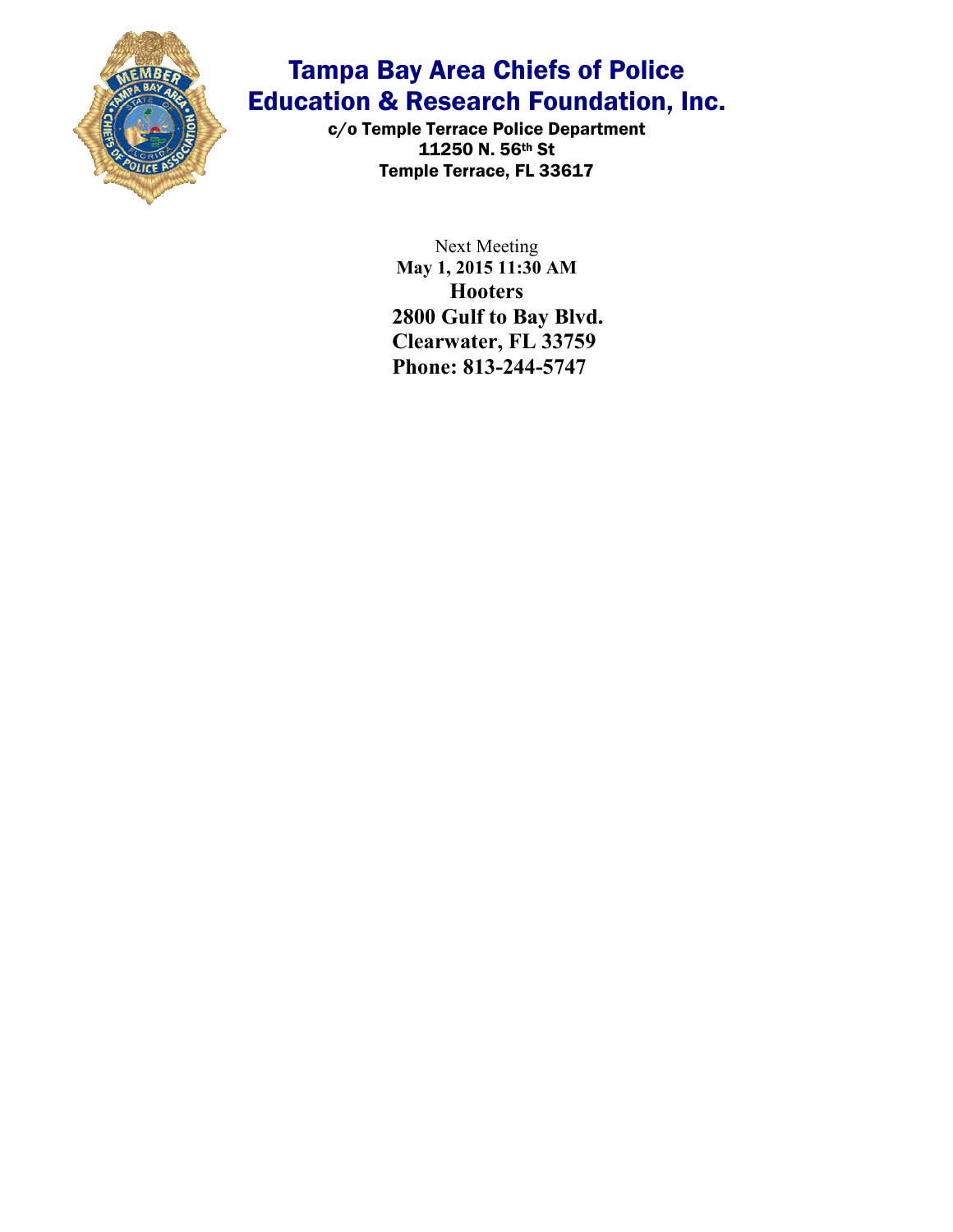# Tampa Bay Area Chiefs of Police Education & Research Foundation, Inc.

**c/o Temple Terrace Police Department**
**11250 N. 56th St**
**Temple Terrace, FL 33617**

Next Meeting
**May 1, 2015 11:30 AM**
**Hooters**
**2800 Gulf to Bay Blvd.**
**Clearwater, FL 33759**
**Phone: 813-244-5747**